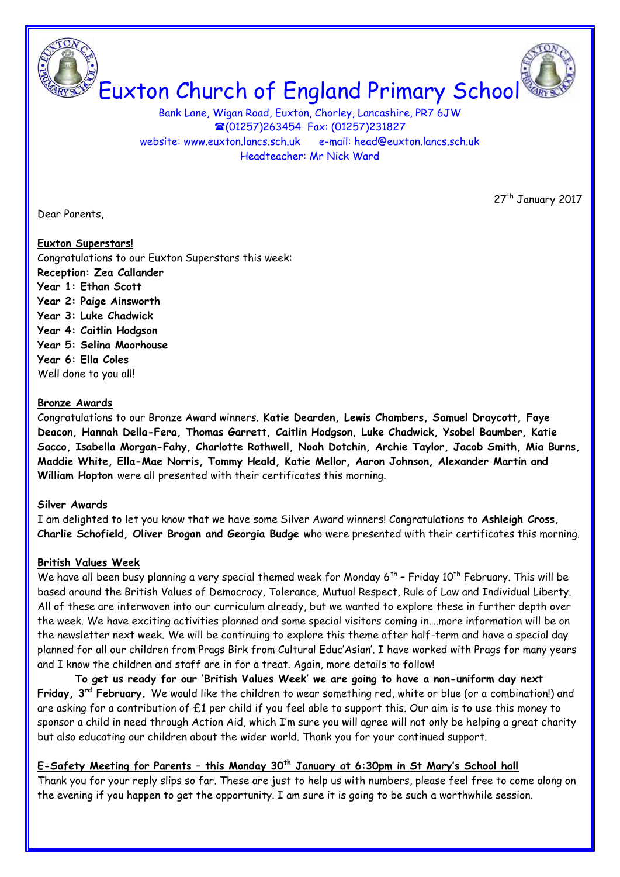# Euxton Church of England Primary School

Bank Lane, Wigan Road, Euxton, Chorley, Lancashire, PR7 6JW
☎(01257)263454 Fax: (01257)231827
website: www.euxton.lancs.sch.uk e-mail: head@euxton.lancs.sch.uk
Headteacher: Mr Nick Ward

27th January 2017

Dear Parents,

**Euxton Superstars!**

Congratulations to our Euxton Superstars this week:

**Reception: Zea Callander**
**Year 1: Ethan Scott**
**Year 2: Paige Ainsworth**
**Year 3: Luke Chadwick**
**Year 4: Caitlin Hodgson**
**Year 5: Selina Moorhouse**
**Year 6: Ella Coles**

Well done to you all!

**Bronze Awards**

Congratulations to our Bronze Award winners. **Katie Dearden, Lewis Chambers, Samuel Draycott, Faye Deacon, Hannah Della-Fera, Thomas Garrett, Caitlin Hodgson, Luke Chadwick, Ysobel Baumber, Katie Sacco, Isabella Morgan-Fahy, Charlotte Rothwell, Noah Dotchin, Archie Taylor, Jacob Smith, Mia Burns, Maddie White, Ella-Mae Norris, Tommy Heald, Katie Mellor, Aaron Johnson, Alexander Martin and William Hopton** were all presented with their certificates this morning.

**Silver Awards**

I am delighted to let you know that we have some Silver Award winners! Congratulations to **Ashleigh Cross, Charlie Schofield, Oliver Brogan and Georgia Budge** who were presented with their certificates this morning.

**British Values Week**

We have all been busy planning a very special themed week for Monday 6th – Friday 10th February. This will be based around the British Values of Democracy, Tolerance, Mutual Respect, Rule of Law and Individual Liberty. All of these are interwoven into our curriculum already, but we wanted to explore these in further depth over the week. We have exciting activities planned and some special visitors coming in….more information will be on the newsletter next week. We will be continuing to explore this theme after half-term and have a special day planned for all our children from Prags Birk from Cultural Educ'Asian'. I have worked with Prags for many years and I know the children and staff are in for a treat. Again, more details to follow!

**To get us ready for our 'British Values Week' we are going to have a non-uniform day next Friday, 3rd February.** We would like the children to wear something red, white or blue (or a combination!) and are asking for a contribution of £1 per child if you feel able to support this. Our aim is to use this money to sponsor a child in need through Action Aid, which I'm sure you will agree will not only be helping a great charity but also educating our children about the wider world. Thank you for your continued support.

**E-Safety Meeting for Parents – this Monday 30th January at 6:30pm in St Mary's School hall**

Thank you for your reply slips so far. These are just to help us with numbers, please feel free to come along on the evening if you happen to get the opportunity. I am sure it is going to be such a worthwhile session.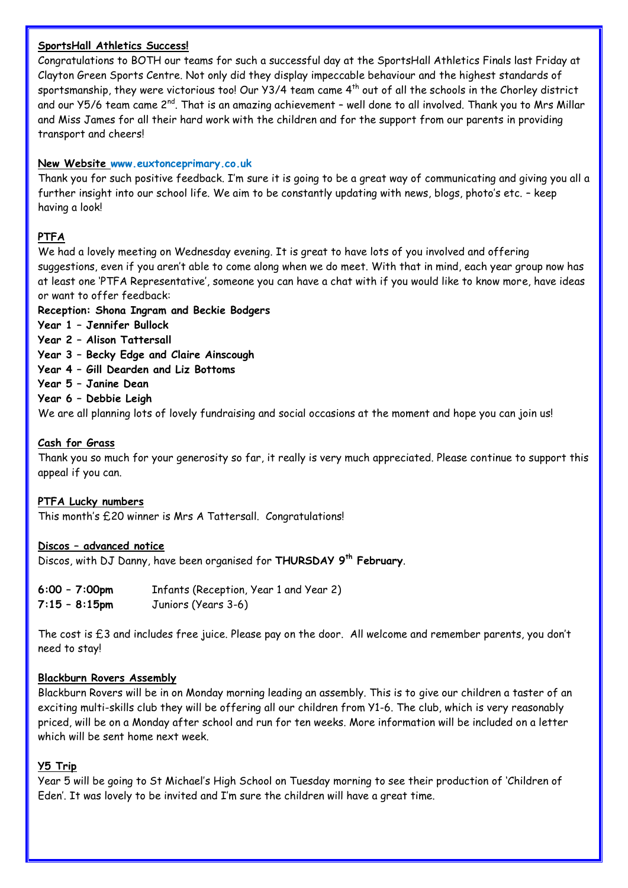**SportsHall Athletics Success!**

Congratulations to BOTH our teams for such a successful day at the SportsHall Athletics Finals last Friday at Clayton Green Sports Centre. Not only did they display impeccable behaviour and the highest standards of sportsmanship, they were victorious too! Our Y3/4 team came 4th out of all the schools in the Chorley district and our Y5/6 team came 2nd. That is an amazing achievement – well done to all involved. Thank you to Mrs Millar and Miss James for all their hard work with the children and for the support from our parents in providing transport and cheers!

**New Website www.euxtonceprimary.co.uk**

Thank you for such positive feedback. I'm sure it is going to be a great way of communicating and giving you all a further insight into our school life. We aim to be constantly updating with news, blogs, photo's etc. – keep having a look!

**PTFA**

We had a lovely meeting on Wednesday evening. It is great to have lots of you involved and offering suggestions, even if you aren't able to come along when we do meet. With that in mind, each year group now has at least one 'PTFA Representative', someone you can have a chat with if you would like to know more, have ideas or want to offer feedback:

**Reception: Shona Ingram and Beckie Bodgers**
**Year 1 – Jennifer Bullock**
**Year 2 – Alison Tattersall**
**Year 3 – Becky Edge and Claire Ainscough**
**Year 4 – Gill Dearden and Liz Bottoms**
**Year 5 – Janine Dean**
**Year 6 – Debbie Leigh**

We are all planning lots of lovely fundraising and social occasions at the moment and hope you can join us!

**Cash for Grass**

Thank you so much for your generosity so far, it really is very much appreciated. Please continue to support this appeal if you can.

**PTFA Lucky numbers**

This month's £20 winner is Mrs A Tattersall. Congratulations!

**Discos – advanced notice**

Discos, with DJ Danny, have been organised for **THURSDAY 9th February**.

**6:00 – 7:00pm** Infants (Reception, Year 1 and Year 2)
**7:15 – 8:15pm** Juniors (Years 3-6)

The cost is £3 and includes free juice. Please pay on the door. All welcome and remember parents, you don't need to stay!

**Blackburn Rovers Assembly**

Blackburn Rovers will be in on Monday morning leading an assembly. This is to give our children a taster of an exciting multi-skills club they will be offering all our children from Y1-6. The club, which is very reasonably priced, will be on a Monday after school and run for ten weeks. More information will be included on a letter which will be sent home next week.

**Y5 Trip**

Year 5 will be going to St Michael's High School on Tuesday morning to see their production of 'Children of Eden'. It was lovely to be invited and I'm sure the children will have a great time.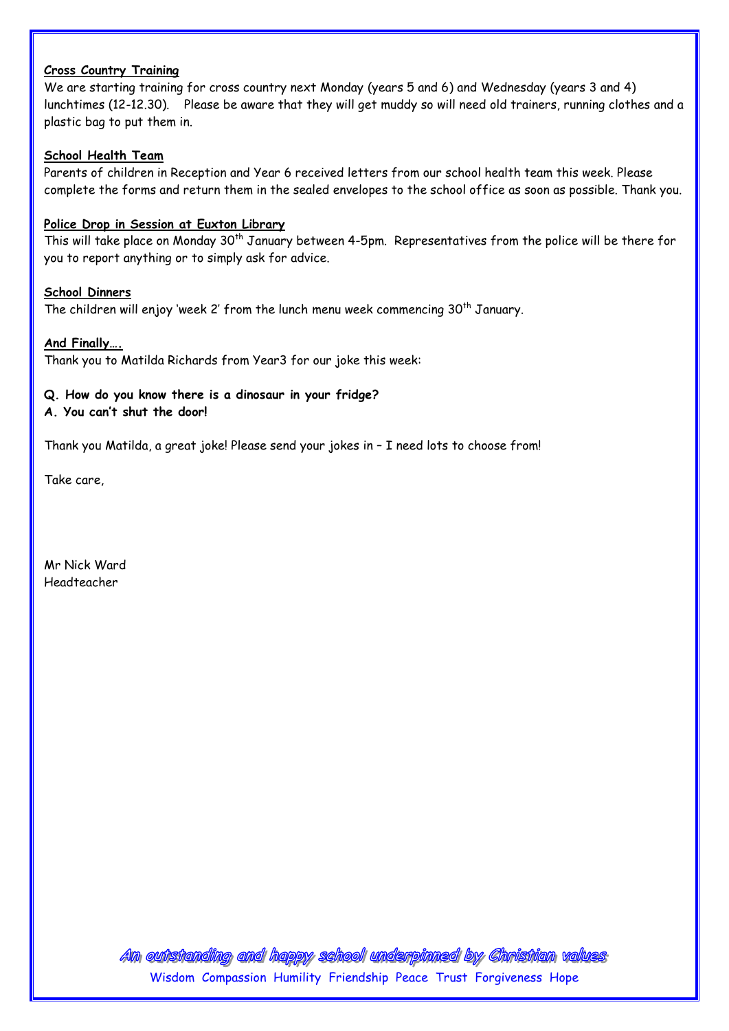**Cross Country Training**

We are starting training for cross country next Monday (years 5 and 6) and Wednesday (years 3 and 4) lunchtimes (12-12.30). Please be aware that they will get muddy so will need old trainers, running clothes and a plastic bag to put them in.

**School Health Team**

Parents of children in Reception and Year 6 received letters from our school health team this week. Please complete the forms and return them in the sealed envelopes to the school office as soon as possible. Thank you.

**Police Drop in Session at Euxton Library**

This will take place on Monday 30th January between 4-5pm. Representatives from the police will be there for you to report anything or to simply ask for advice.

**School Dinners**

The children will enjoy 'week 2' from the lunch menu week commencing 30th January.

**And Finally….**

Thank you to Matilda Richards from Year3 for our joke this week:

**Q. How do you know there is a dinosaur in your fridge?**
**A. You can't shut the door!**

Thank you Matilda, a great joke! Please send your jokes in – I need lots to choose from!

Take care,

Mr Nick Ward
Headteacher

*An outstanding and happy school underpinned by Christian values*

Wisdom Compassion Humility Friendship Peace Trust Forgiveness Hope